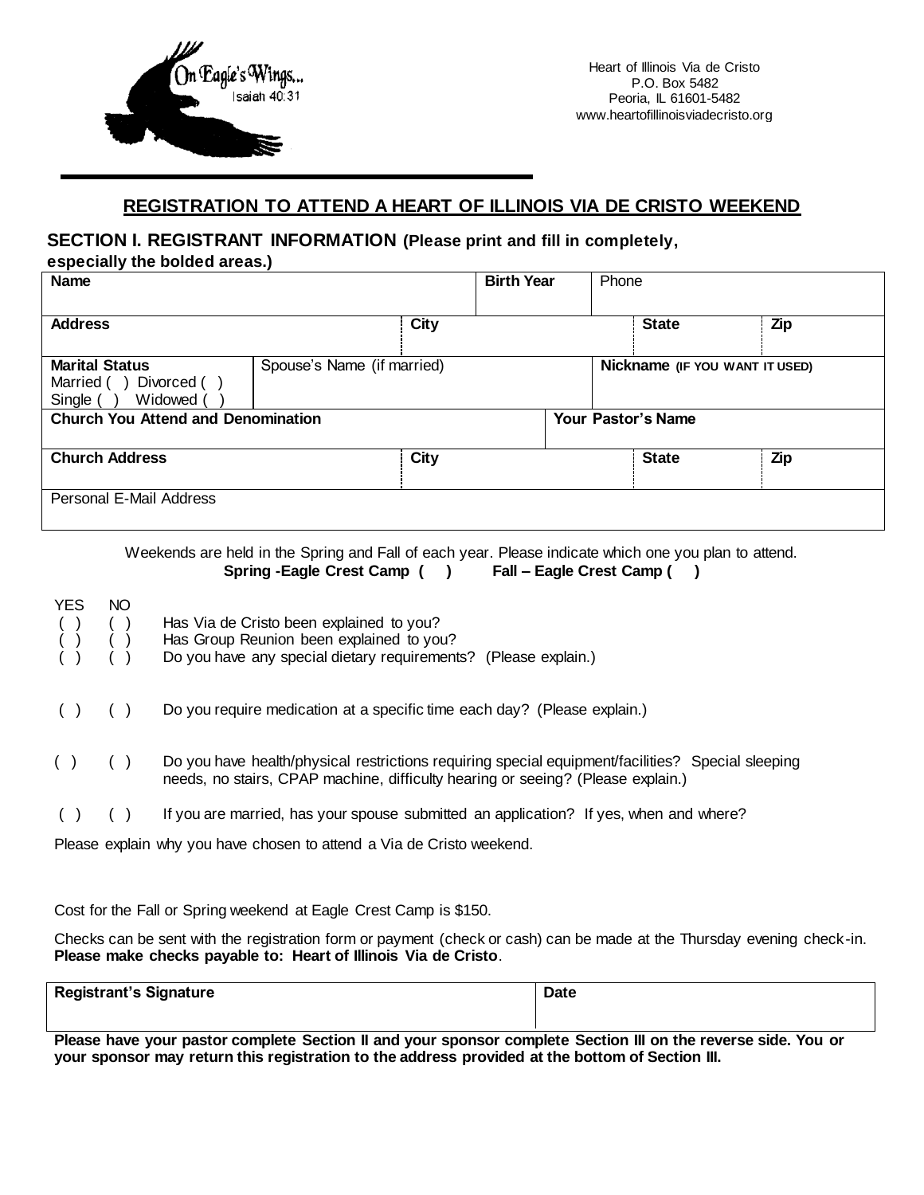On Eagle's Wings...
Isaiah 40:31

Heart of Illinois Via de Cristo
P.O. Box 5482
Peoria, IL 61601-5482
www.heartofillinoisviadecristo.org

## REGISTRATION TO ATTEND A HEART OF ILLINOIS VIA DE CRISTO WEEKEND

### SECTION I. REGISTRANT INFORMATION (Please print and fill in completely, especially the bolded areas.)

| **Name** | | **Birth Year** | Phone | |
|---|---|---|---|---|
| **Address** | **City** | | **State** | **Zip** |
| **Marital Status** Married ( ) Divorced ( ) Single ( ) Widowed ( ) | Spouse's Name (if married) | | **Nickname (IF YOU WANT IT USED)** | |
| **Church You Attend and Denomination** | | **Your Pastor's Name** | | |
| **Church Address** | **City** | | **State** | **Zip** |
| Personal E-Mail Address | | | | |

Weekends are held in the Spring and Fall of each year. Please indicate which one you plan to attend.
**Spring -Eagle Crest Camp ( )  Fall – Eagle Crest Camp ( )**

| YES | NO | |
|---|---|---|
| ( ) | ( ) | Has Via de Cristo been explained to you? |
| ( ) | ( ) | Has Group Reunion been explained to you? |
| ( ) | ( ) | Do you have any special dietary requirements? (Please explain.) |
| ( ) | ( ) | Do you require medication at a specific time each day? (Please explain.) |
| ( ) | ( ) | Do you have health/physical restrictions requiring special equipment/facilities? Special sleeping needs, no stairs, CPAP machine, difficulty hearing or seeing? (Please explain.) |
| ( ) | ( ) | If you are married, has your spouse submitted an application? If yes, when and where? |

Please explain why you have chosen to attend a Via de Cristo weekend.

Cost for the Fall or Spring weekend at Eagle Crest Camp is $150.

Checks can be sent with the registration form or payment (check or cash) can be made at the Thursday evening check-in. **Please make checks payable to: Heart of Illinois Via de Cristo**.

| **Registrant's Signature** | **Date** |
|---|---|
| | |

**Please have your pastor complete Section II and your sponsor complete Section III on the reverse side. You or your sponsor may return this registration to the address provided at the bottom of Section III.**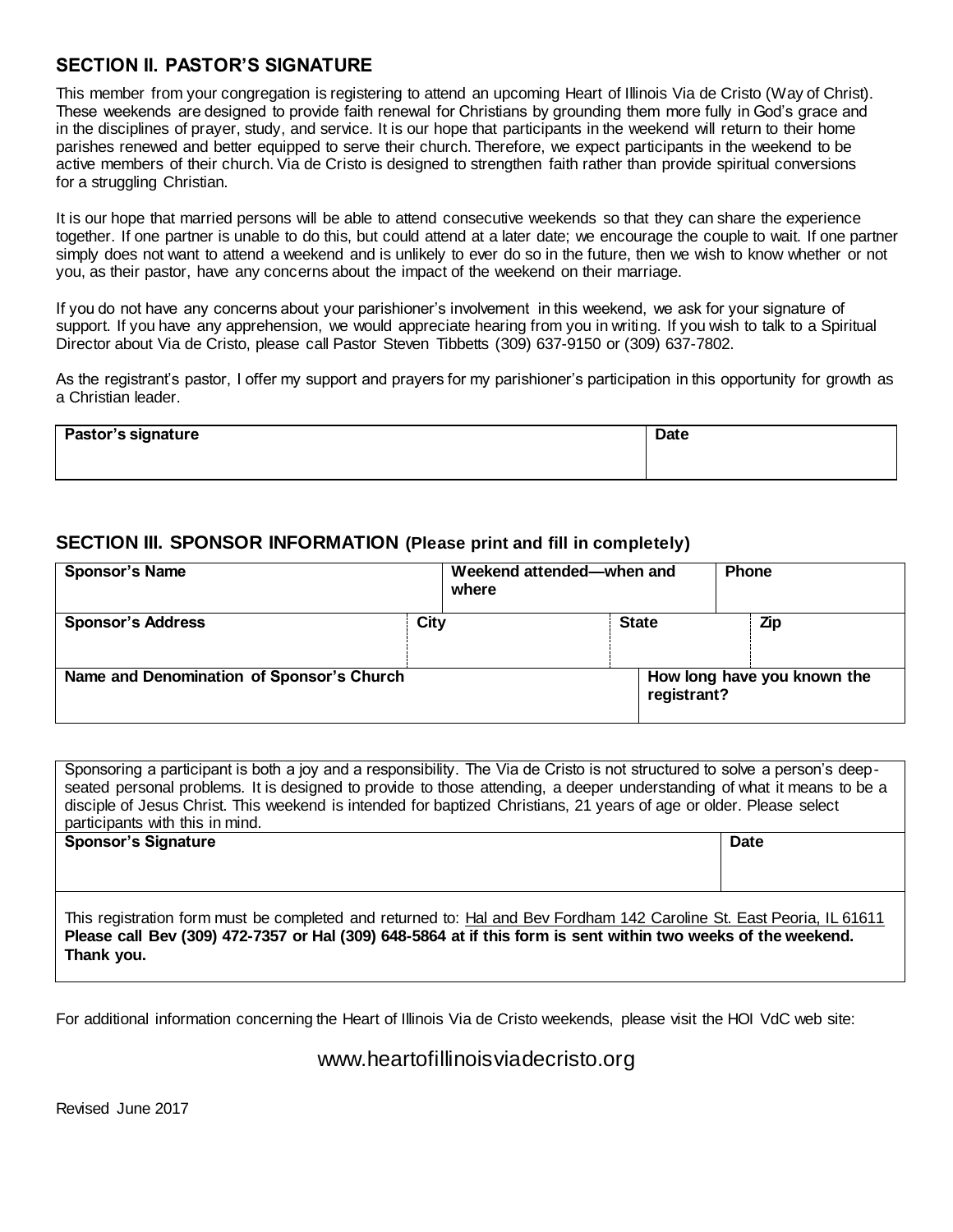## SECTION II. PASTOR'S SIGNATURE

This member from your congregation is registering to attend an upcoming Heart of Illinois Via de Cristo (Way of Christ). These weekends are designed to provide faith renewal for Christians by grounding them more fully in God's grace and in the disciplines of prayer, study, and service. It is our hope that participants in the weekend will return to their home parishes renewed and better equipped to serve their church. Therefore, we expect participants in the weekend to be active members of their church. Via de Cristo is designed to strengthen faith rather than provide spiritual conversions for a struggling Christian.

It is our hope that married persons will be able to attend consecutive weekends so that they can share the experience together. If one partner is unable to do this, but could attend at a later date; we encourage the couple to wait. If one partner simply does not want to attend a weekend and is unlikely to ever do so in the future, then we wish to know whether or not you, as their pastor, have any concerns about the impact of the weekend on their marriage.

If you do not have any concerns about your parishioner's involvement in this weekend, we ask for your signature of support. If you have any apprehension, we would appreciate hearing from you in writing. If you wish to talk to a Spiritual Director about Via de Cristo, please call Pastor Steven Tibbetts (309) 637-9150 or (309) 637-7802.

As the registrant's pastor, I offer my support and prayers for my parishioner's participation in this opportunity for growth as a Christian leader.

| Pastor's signature | Date |
|---|---|
| | |

## SECTION III. SPONSOR INFORMATION (Please print and fill in completely)

| Sponsor's Name | | Weekend attended—when and where | | Phone | |
|---|---|---|---|---|---|
| **Sponsor's Address** | **City** | | **State** | | **Zip** |
| **Name and Denomination of Sponsor's Church** | | | | **How long have you known the registrant?** | |

Sponsoring a participant is both a joy and a responsibility. The Via de Cristo is not structured to solve a person's deep-seated personal problems. It is designed to provide to those attending, a deeper understanding of what it means to be a disciple of Jesus Christ. This weekend is intended for baptized Christians, 21 years of age or older. Please select participants with this in mind.

| Sponsor's Signature | Date |
|---|---|
| | |

This registration form must be completed and returned to: Hal and Bev Fordham 142 Caroline St. East Peoria, IL 61611
**Please call Bev (309) 472-7357 or Hal (309) 648-5864 at if this form is sent within two weeks of the weekend. Thank you.**

For additional information concerning the Heart of Illinois Via de Cristo weekends, please visit the HOI VdC web site:

www.heartofillinoisviadecristo.org

Revised June 2017